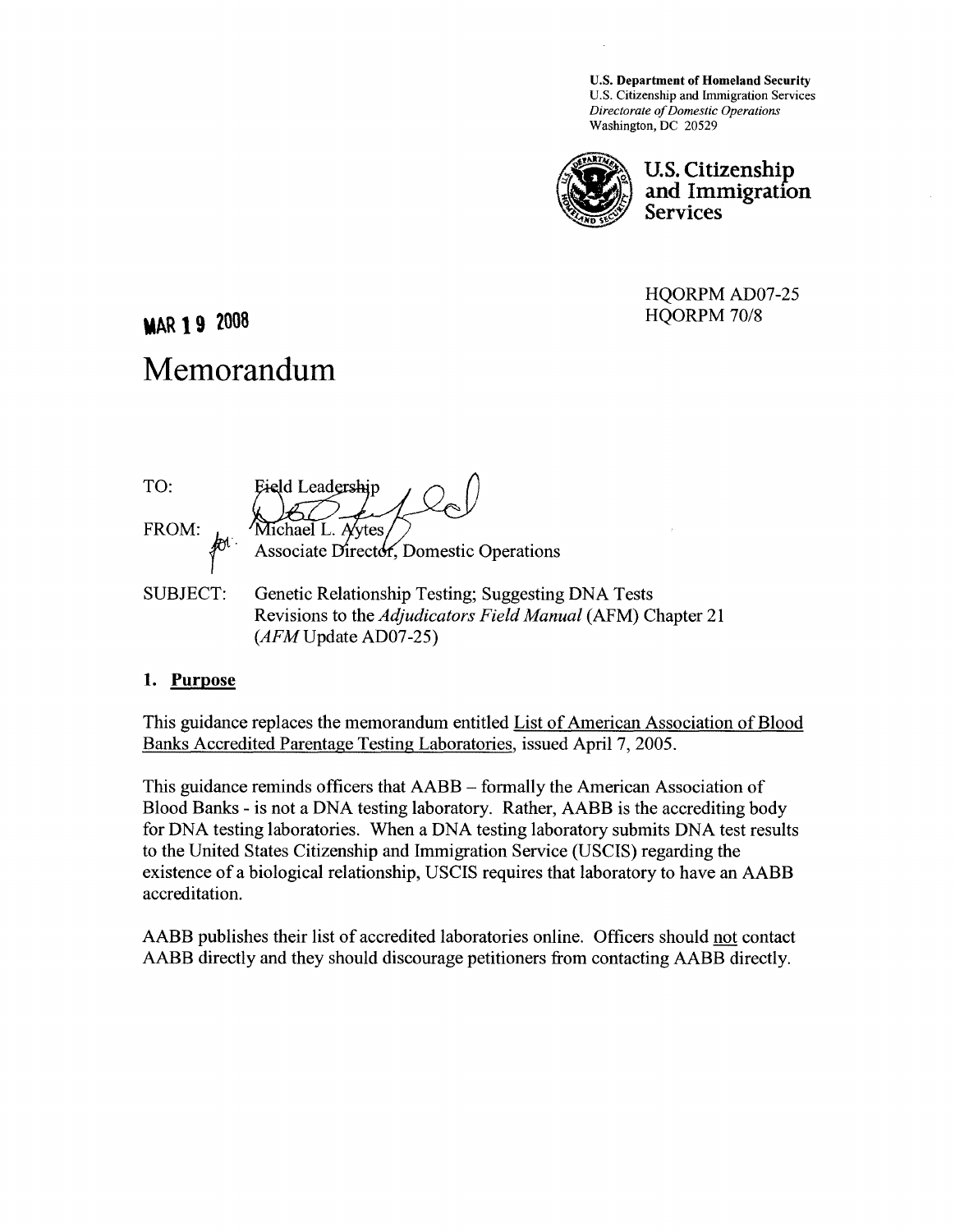U.S. Department of Homeland Security
U.S. Citizenship and Immigration Services
*Directorate of Domestic Operations*
Washington, DC 20529

**U.S. Citizenship and Immigration Services**

HQORPM AD07-25
HQORPM 70/8

**MAR 19 2008**

# Memorandum

TO: Field Leadership

FROM: Michael L. Aytes
Associate Director, Domestic Operations

SUBJECT: Genetic Relationship Testing; Suggesting DNA Tests
Revisions to the *Adjudicators Field Manual* (AFM) Chapter 21
(*AFM* Update AD07-25)

## 1. Purpose

This guidance replaces the memorandum entitled List of American Association of Blood Banks Accredited Parentage Testing Laboratories, issued April 7, 2005.

This guidance reminds officers that AABB – formally the American Association of Blood Banks - is not a DNA testing laboratory. Rather, AABB is the accrediting body for DNA testing laboratories. When a DNA testing laboratory submits DNA test results to the United States Citizenship and Immigration Service (USCIS) regarding the existence of a biological relationship, USCIS requires that laboratory to have an AABB accreditation.

AABB publishes their list of accredited laboratories online. Officers should not contact AABB directly and they should discourage petitioners from contacting AABB directly.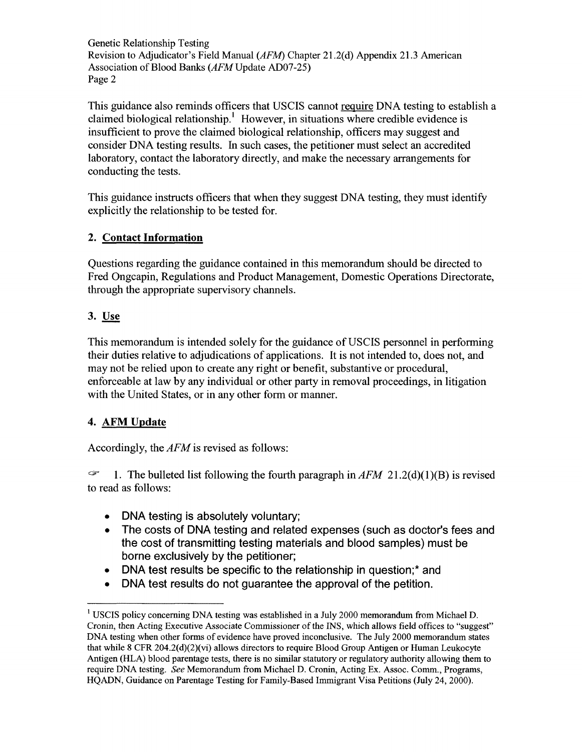This guidance also reminds officers that USCIS cannot <u>require</u> DNA testing to establish a claimed biological relationship.[1] However, in situations where credible evidence is insufficient to prove the claimed biological relationship, officers may suggest and consider DNA testing results. In such cases, the petitioner must select an accredited laboratory, contact the laboratory directly, and make the necessary arrangements for conducting the tests.

This guidance instructs officers that when they suggest DNA testing, they must identify explicitly the relationship to be tested for.

## 2. Contact Information

Questions regarding the guidance contained in this memorandum should be directed to Fred Ongcapin, Regulations and Product Management, Domestic Operations Directorate, through the appropriate supervisory channels.

## 3. Use

This memorandum is intended solely for the guidance of USCIS personnel in performing their duties relative to adjudications of applications. It is not intended to, does not, and may not be relied upon to create any right or benefit, substantive or procedural, enforceable at law by any individual or other party in removal proceedings, in litigation with the United States, or in any other form or manner.

## 4. AFM Update

Accordingly, the *AFM* is revised as follows:

☞ 1. The bulleted list following the fourth paragraph in *AFM* 21.2(d)(1)(B) is revised to read as follows:

- DNA testing is absolutely voluntary;
- The costs of DNA testing and related expenses (such as doctor's fees and the cost of transmitting testing materials and blood samples) must be borne exclusively by the petitioner;
- DNA test results be specific to the relationship in question;* and
- DNA test results do not guarantee the approval of the petition.

---

[1] USCIS policy concerning DNA testing was established in a July 2000 memorandum from Michael D. Cronin, then Acting Executive Associate Commissioner of the INS, which allows field offices to "suggest" DNA testing when other forms of evidence have proved inconclusive. The July 2000 memorandum states that while 8 CFR 204.2(d)(2)(vi) allows directors to require Blood Group Antigen or Human Leukocyte Antigen (HLA) blood parentage tests, there is no similar statutory or regulatory authority allowing them to require DNA testing. *See* Memorandum from Michael D. Cronin, Acting Ex. Assoc. Comm., Programs, HQADN, Guidance on Parentage Testing for Family-Based Immigrant Visa Petitions (July 24, 2000).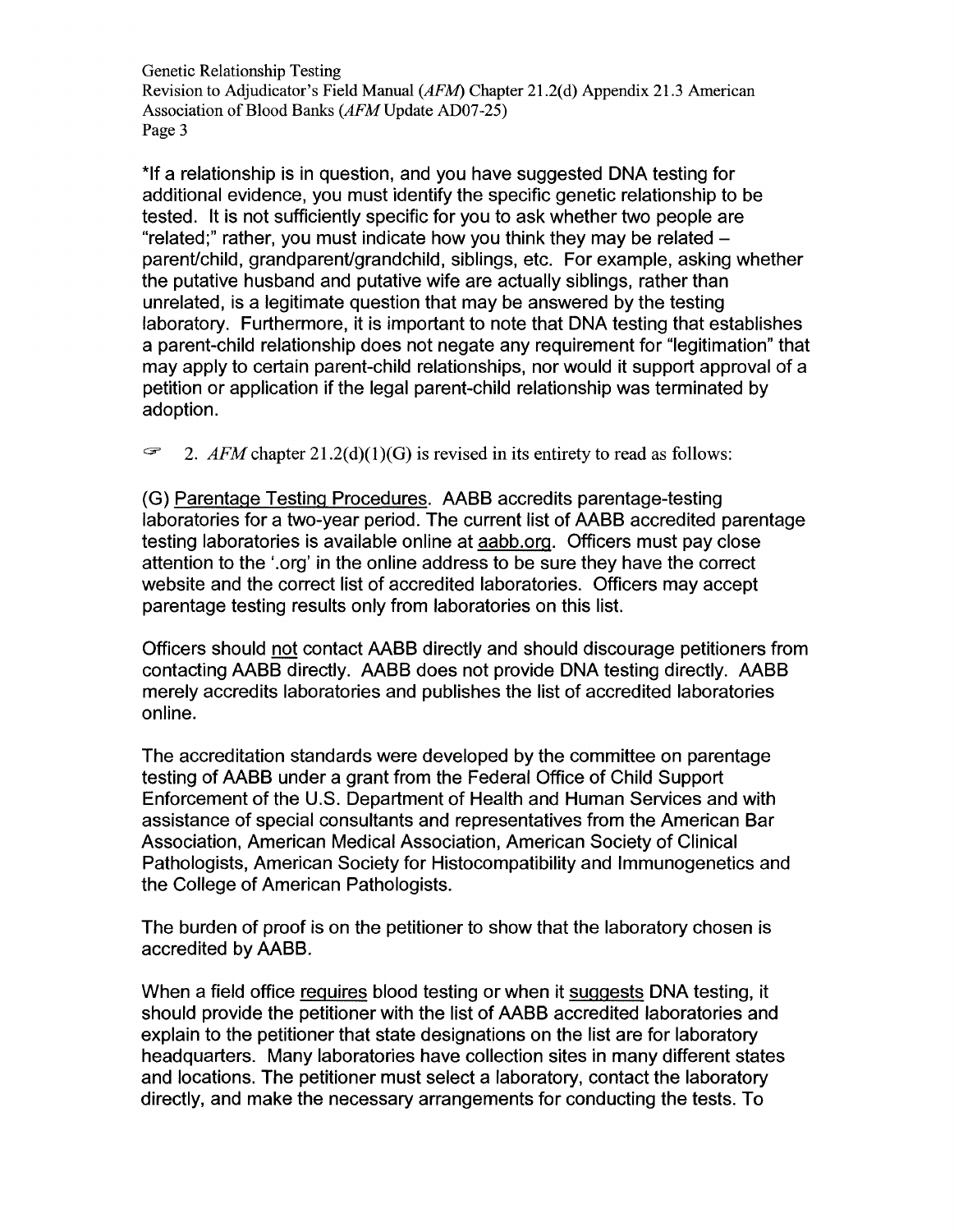*If a relationship is in question, and you have suggested DNA testing for additional evidence, you must identify the specific genetic relationship to be tested. It is not sufficiently specific for you to ask whether two people are "related;" rather, you must indicate how you think they may be related – parent/child, grandparent/grandchild, siblings, etc. For example, asking whether the putative husband and putative wife are actually siblings, rather than unrelated, is a legitimate question that may be answered by the testing laboratory. Furthermore, it is important to note that DNA testing that establishes a parent-child relationship does not negate any requirement for "legitimation" that may apply to certain parent-child relationships, nor would it support approval of a petition or application if the legal parent-child relationship was terminated by adoption.

☞ 2. *AFM* chapter 21.2(d)(1)(G) is revised in its entirety to read as follows:

(G) Parentage Testing Procedures. AABB accredits parentage-testing laboratories for a two-year period. The current list of AABB accredited parentage testing laboratories is available online at aabb.org. Officers must pay close attention to the '.org' in the online address to be sure they have the correct website and the correct list of accredited laboratories. Officers may accept parentage testing results only from laboratories on this list.

Officers should not contact AABB directly and should discourage petitioners from contacting AABB directly. AABB does not provide DNA testing directly. AABB merely accredits laboratories and publishes the list of accredited laboratories online.

The accreditation standards were developed by the committee on parentage testing of AABB under a grant from the Federal Office of Child Support Enforcement of the U.S. Department of Health and Human Services and with assistance of special consultants and representatives from the American Bar Association, American Medical Association, American Society of Clinical Pathologists, American Society for Histocompatibility and Immunogenetics and the College of American Pathologists.

The burden of proof is on the petitioner to show that the laboratory chosen is accredited by AABB.

When a field office requires blood testing or when it suggests DNA testing, it should provide the petitioner with the list of AABB accredited laboratories and explain to the petitioner that state designations on the list are for laboratory headquarters. Many laboratories have collection sites in many different states and locations. The petitioner must select a laboratory, contact the laboratory directly, and make the necessary arrangements for conducting the tests. To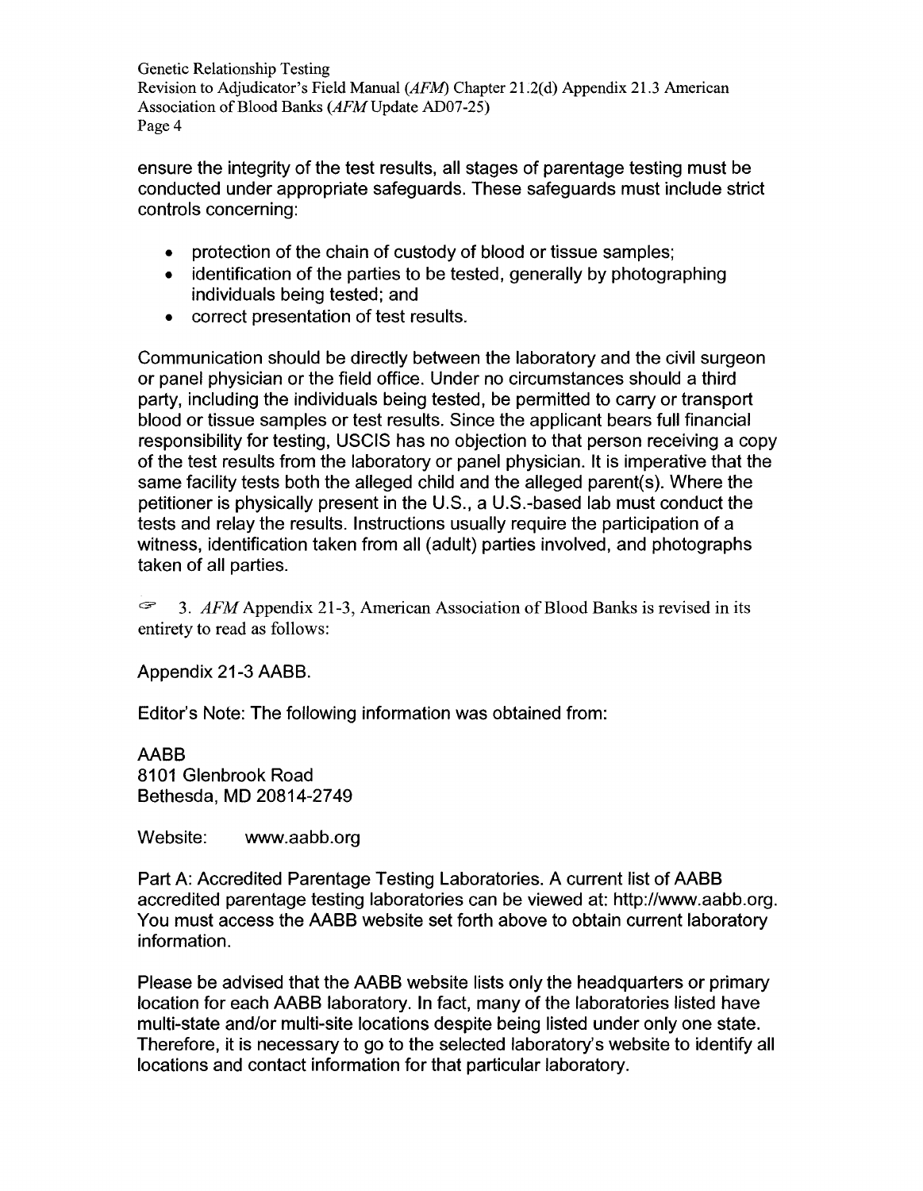ensure the integrity of the test results, all stages of parentage testing must be conducted under appropriate safeguards. These safeguards must include strict controls concerning:

- protection of the chain of custody of blood or tissue samples;
- identification of the parties to be tested, generally by photographing individuals being tested; and
- correct presentation of test results.

Communication should be directly between the laboratory and the civil surgeon or panel physician or the field office. Under no circumstances should a third party, including the individuals being tested, be permitted to carry or transport blood or tissue samples or test results. Since the applicant bears full financial responsibility for testing, USCIS has no objection to that person receiving a copy of the test results from the laboratory or panel physician. It is imperative that the same facility tests both the alleged child and the alleged parent(s). Where the petitioner is physically present in the U.S., a U.S.-based lab must conduct the tests and relay the results. Instructions usually require the participation of a witness, identification taken from all (adult) parties involved, and photographs taken of all parties.

☞ 3. *AFM* Appendix 21-3, American Association of Blood Banks is revised in its entirety to read as follows:

Appendix 21-3 AABB.

Editor's Note: The following information was obtained from:

AABB
8101 Glenbrook Road
Bethesda, MD 20814-2749

Website: www.aabb.org

Part A: Accredited Parentage Testing Laboratories. A current list of AABB accredited parentage testing laboratories can be viewed at: http://www.aabb.org. You must access the AABB website set forth above to obtain current laboratory information.

Please be advised that the AABB website lists only the headquarters or primary location for each AABB laboratory. In fact, many of the laboratories listed have multi-state and/or multi-site locations despite being listed under only one state. Therefore, it is necessary to go to the selected laboratory's website to identify all locations and contact information for that particular laboratory.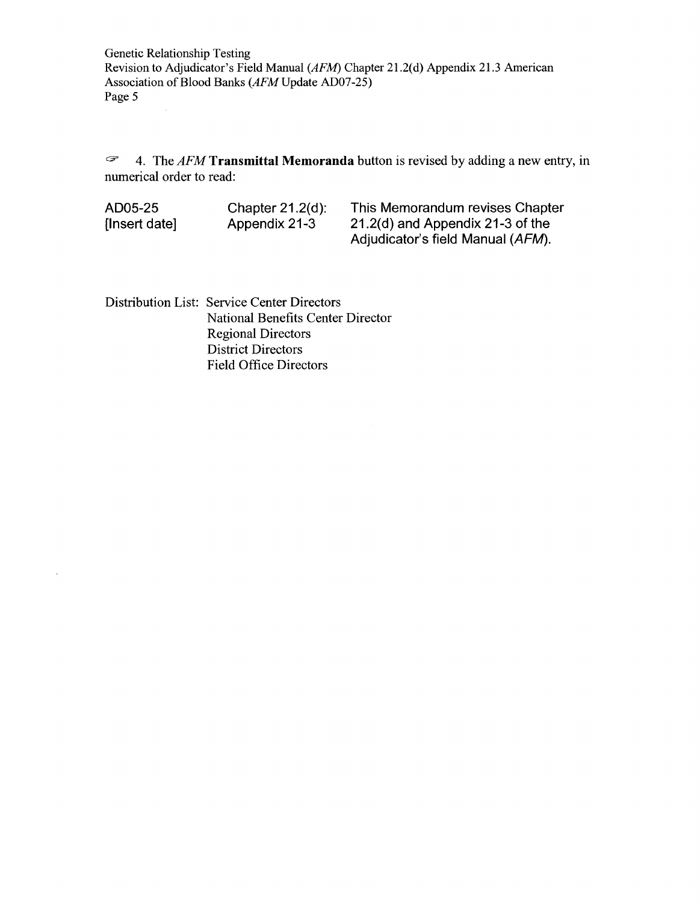☞ 4. The *AFM* **Transmittal Memoranda** button is revised by adding a new entry, in numerical order to read:

| | | |
|---|---|---|
| AD05-25<br>[Insert date] | Chapter 21.2(d):<br>Appendix 21-3 | This Memorandum revises Chapter 21.2(d) and Appendix 21-3 of the Adjudicator's field Manual (*AFM*). |

Distribution List: Service Center Directors
National Benefits Center Director
Regional Directors
District Directors
Field Office Directors